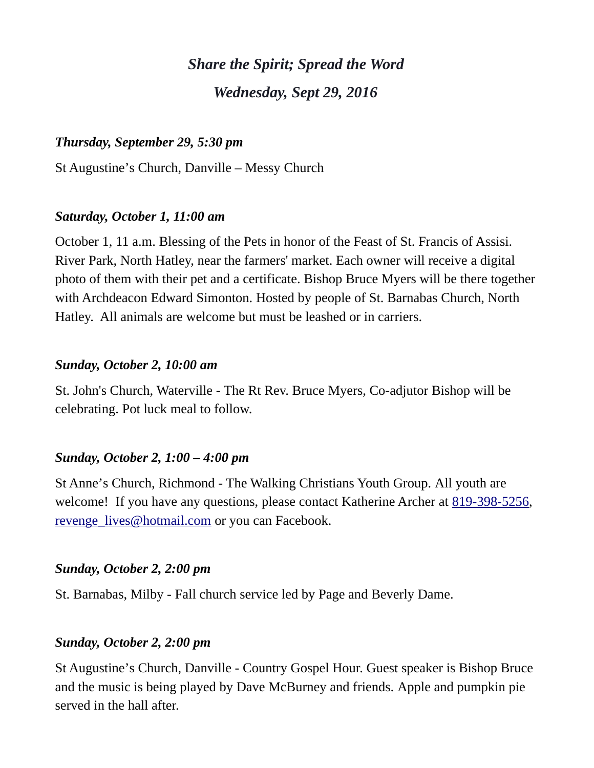# *Share the Spirit; Spread the Word*

## *Wednesday, Sept 29, 2016*

***Thursday, September 29, 5:30 pm***

St Augustine's Church, Danville – Messy Church

***Saturday, October 1, 11:00 am***

October 1, 11 a.m. Blessing of the Pets in honor of the Feast of St. Francis of Assisi. River Park, North Hatley, near the farmers' market. Each owner will receive a digital photo of them with their pet and a certificate. Bishop Bruce Myers will be there together with Archdeacon Edward Simonton. Hosted by people of St. Barnabas Church, North Hatley. All animals are welcome but must be leashed or in carriers.

***Sunday, October 2, 10:00 am***

St. John's Church, Waterville - The Rt Rev. Bruce Myers, Co-adjutor Bishop will be celebrating. Pot luck meal to follow.

***Sunday, October 2, 1:00 – 4:00 pm***

St Anne's Church, Richmond - The Walking Christians Youth Group. All youth are welcome! If you have any questions, please contact Katherine Archer at 819-398-5256, revenge_lives@hotmail.com or you can Facebook.

***Sunday, October 2, 2:00 pm***

St. Barnabas, Milby - Fall church service led by Page and Beverly Dame.

***Sunday, October 2, 2:00 pm***

St Augustine's Church, Danville - Country Gospel Hour. Guest speaker is Bishop Bruce and the music is being played by Dave McBurney and friends. Apple and pumpkin pie served in the hall after.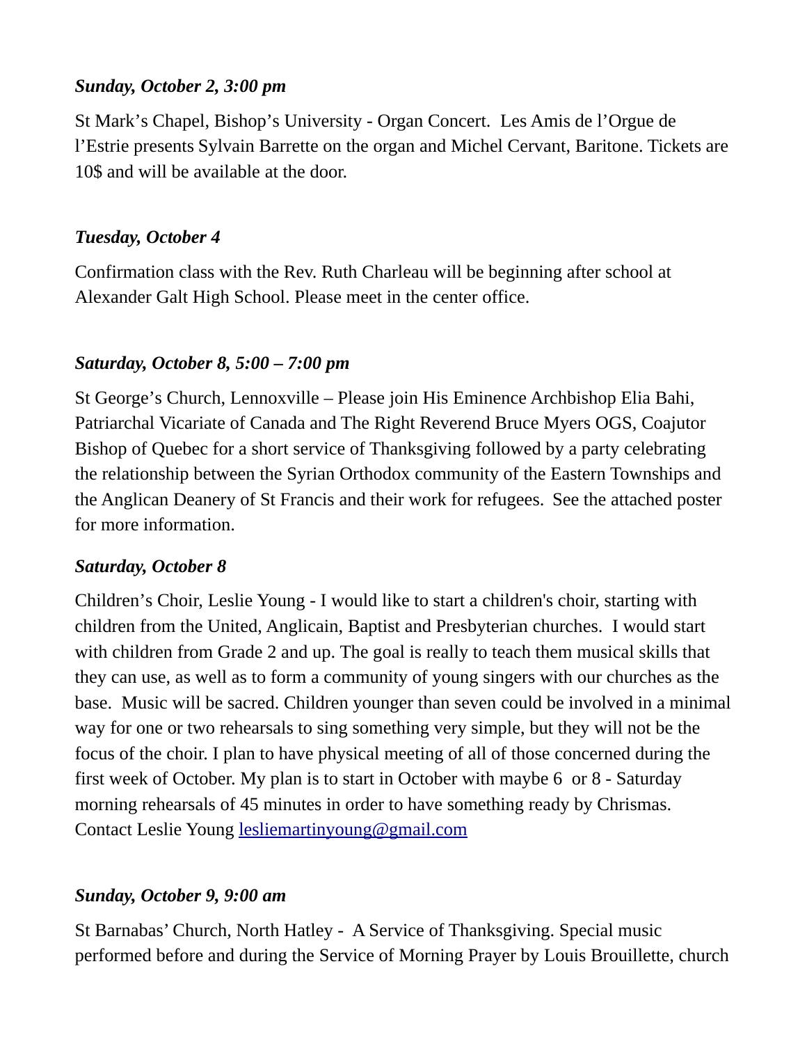***Sunday, October 2, 3:00 pm***

St Mark's Chapel, Bishop's University - Organ Concert. Les Amis de l'Orgue de l'Estrie presents Sylvain Barrette on the organ and Michel Cervant, Baritone. Tickets are 10$ and will be available at the door.

***Tuesday, October 4***

Confirmation class with the Rev. Ruth Charleau will be beginning after school at Alexander Galt High School. Please meet in the center office.

***Saturday, October 8, 5:00 – 7:00 pm***

St George's Church, Lennoxville – Please join His Eminence Archbishop Elia Bahi, Patriarchal Vicariate of Canada and The Right Reverend Bruce Myers OGS, Coajutor Bishop of Quebec for a short service of Thanksgiving followed by a party celebrating the relationship between the Syrian Orthodox community of the Eastern Townships and the Anglican Deanery of St Francis and their work for refugees. See the attached poster for more information.

***Saturday, October 8***

Children's Choir, Leslie Young - I would like to start a children's choir, starting with children from the United, Anglicain, Baptist and Presbyterian churches. I would start with children from Grade 2 and up. The goal is really to teach them musical skills that they can use, as well as to form a community of young singers with our churches as the base. Music will be sacred. Children younger than seven could be involved in a minimal way for one or two rehearsals to sing something very simple, but they will not be the focus of the choir. I plan to have physical meeting of all of those concerned during the first week of October. My plan is to start in October with maybe 6 or 8 - Saturday morning rehearsals of 45 minutes in order to have something ready by Chrismas. Contact Leslie Young lesliemartinyoung@gmail.com

***Sunday, October 9, 9:00 am***

St Barnabas' Church, North Hatley - A Service of Thanksgiving. Special music performed before and during the Service of Morning Prayer by Louis Brouillette, church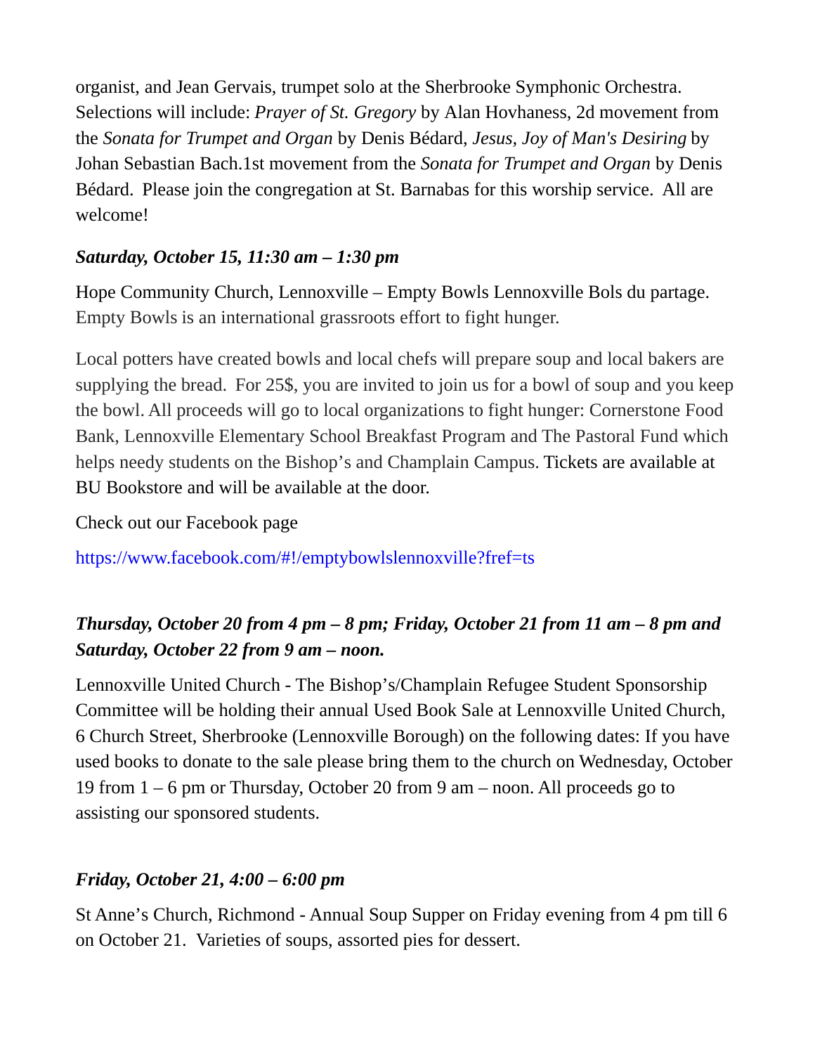organist, and Jean Gervais, trumpet solo at the Sherbrooke Symphonic Orchestra. Selections will include: *Prayer of St. Gregory* by Alan Hovhaness, 2d movement from the *Sonata for Trumpet and Organ* by Denis Bédard, *Jesus, Joy of Man's Desiring* by Johan Sebastian Bach.1st movement from the *Sonata for Trumpet and Organ* by Denis Bédard. Please join the congregation at St. Barnabas for this worship service. All are welcome!

***Saturday, October 15, 11:30 am – 1:30 pm***

Hope Community Church, Lennoxville – Empty Bowls Lennoxville Bols du partage. Empty Bowls is an international grassroots effort to fight hunger.

Local potters have created bowls and local chefs will prepare soup and local bakers are supplying the bread. For 25$, you are invited to join us for a bowl of soup and you keep the bowl. All proceeds will go to local organizations to fight hunger: Cornerstone Food Bank, Lennoxville Elementary School Breakfast Program and The Pastoral Fund which helps needy students on the Bishop's and Champlain Campus. Tickets are available at BU Bookstore and will be available at the door.

Check out our Facebook page

https://www.facebook.com/#!/emptybowlslennoxville?fref=ts

***Thursday, October 20 from 4 pm – 8 pm; Friday, October 21 from 11 am – 8 pm and Saturday, October 22 from 9 am – noon.***

Lennoxville United Church - The Bishop's/Champlain Refugee Student Sponsorship Committee will be holding their annual Used Book Sale at Lennoxville United Church, 6 Church Street, Sherbrooke (Lennoxville Borough) on the following dates: If you have used books to donate to the sale please bring them to the church on Wednesday, October 19 from 1 – 6 pm or Thursday, October 20 from 9 am – noon. All proceeds go to assisting our sponsored students.

***Friday, October 21, 4:00 – 6:00 pm***

St Anne's Church, Richmond - Annual Soup Supper on Friday evening from 4 pm till 6 on October 21. Varieties of soups, assorted pies for dessert.